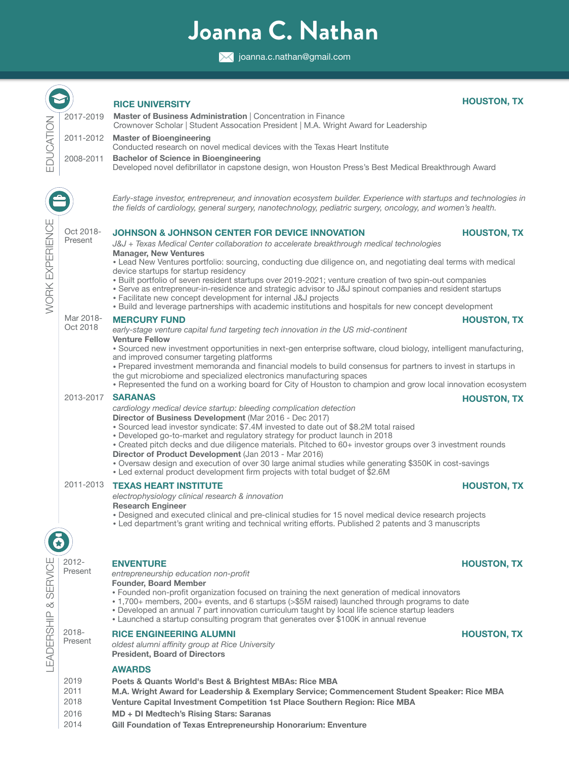# Joanna C. Nathan

joanna.c.nathan@gmail.com

## EDUCATION

### RICE UNIVERSITY — HOUSTON, TX

**2017-2019** — **Master of Business Administration** | Concentration in Finance
Crownover Scholar | Student Assocation President | M.A. Wright Award for Leadership

**2011-2012** — **Master of Bioengineering**
Conducted research on novel medical devices with the Texas Heart Institute

**2008-2011** — **Bachelor of Science in Bioengineering**
Developed novel defibrillator in capstone design, won Houston Press's Best Medical Breakthrough Award

## WORK EXPERIENCE

*Early-stage investor, entrepreneur, and innovation ecosystem builder. Experience with startups and technologies in the fields of cardiology, general surgery, nanotechnology, pediatric surgery, oncology, and women's health.*

### JOHNSON & JOHNSON CENTER FOR DEVICE INNOVATION — HOUSTON, TX

Oct 2018-Present

*J&J + Texas Medical Center collaboration to accelerate breakthrough medical technologies*

**Manager, New Ventures**

- Lead New Ventures portfolio: sourcing, conducting due diligence on, and negotiating deal terms with medical device startups for startup residency
- Built portfolio of seven resident startups over 2019-2021; venture creation of two spin-out companies
- Serve as entrepreneur-in-residence and strategic advisor to J&J spinout companies and resident startups
- Facilitate new concept development for internal J&J projects
- Build and leverage partnerships with academic institutions and hospitals for new concept development

### MERCURY FUND — HOUSTON, TX

Mar 2018-Oct 2018

*early-stage venture capital fund targeting tech innovation in the US mid-continent*

**Venture Fellow**

- Sourced new investment opportunities in next-gen enterprise software, cloud biology, intelligent manufacturing, and improved consumer targeting platforms
- Prepared investment memoranda and financial models to build consensus for partners to invest in startups in the gut microbiome and specialized electronics manufacturing spaces
- Represented the fund on a working board for City of Houston to champion and grow local innovation ecosystem

### SARANAS — HOUSTON, TX

2013-2017

*cardiology medical device startup: bleeding complication detection*

**Director of Business Development** (Mar 2016 - Dec 2017)

- Sourced lead investor syndicate: $7.4M invested to date out of $8.2M total raised
- Developed go-to-market and regulatory strategy for product launch in 2018
- Created pitch decks and due diligence materials. Pitched to 60+ investor groups over 3 investment rounds

**Director of Product Development** (Jan 2013 - Mar 2016)

- Oversaw design and execution of over 30 large animal studies while generating $350K in cost-savings
- Led external product development firm projects with total budget of $2.6M

### TEXAS HEART INSTITUTE — HOUSTON, TX

2011-2013

*electrophysiology clinical research & innovation*

**Research Engineer**

- Designed and executed clinical and pre-clinical studies for 15 novel medical device research projects
- Led department's grant writing and technical writing efforts. Published 2 patents and 3 manuscripts

## LEADERSHIP & SERVICE

### ENVENTURE — HOUSTON, TX

2012-Present

*entrepreneurship education non-profit*

**Founder, Board Member**

- Founded non-profit organization focused on training the next generation of medical innovators
- 1,700+ members, 200+ events, and 6 startups (>$5M raised) launched through programs to date
- Developed an annual 7 part innovation curriculum taught by local life science startup leaders
- Launched a startup consulting program that generates over $100K in annual revenue

### RICE ENGINEERING ALUMNI — HOUSTON, TX

2018-Present

*oldest alumni affinity group at Rice University*

**President, Board of Directors**

### AWARDS

- 2019 — **Poets & Quants World's Best & Brightest MBAs: Rice MBA**
- 2011 — **M.A. Wright Award for Leadership & Exemplary Service; Commencement Student Speaker: Rice MBA**
- 2018 — **Venture Capital Investment Competition 1st Place Southern Region: Rice MBA**
- 2016 — **MD + DI Medtech's Rising Stars: Saranas**
- 2014 — **Gill Foundation of Texas Entrepreneurship Honorarium: Enventure**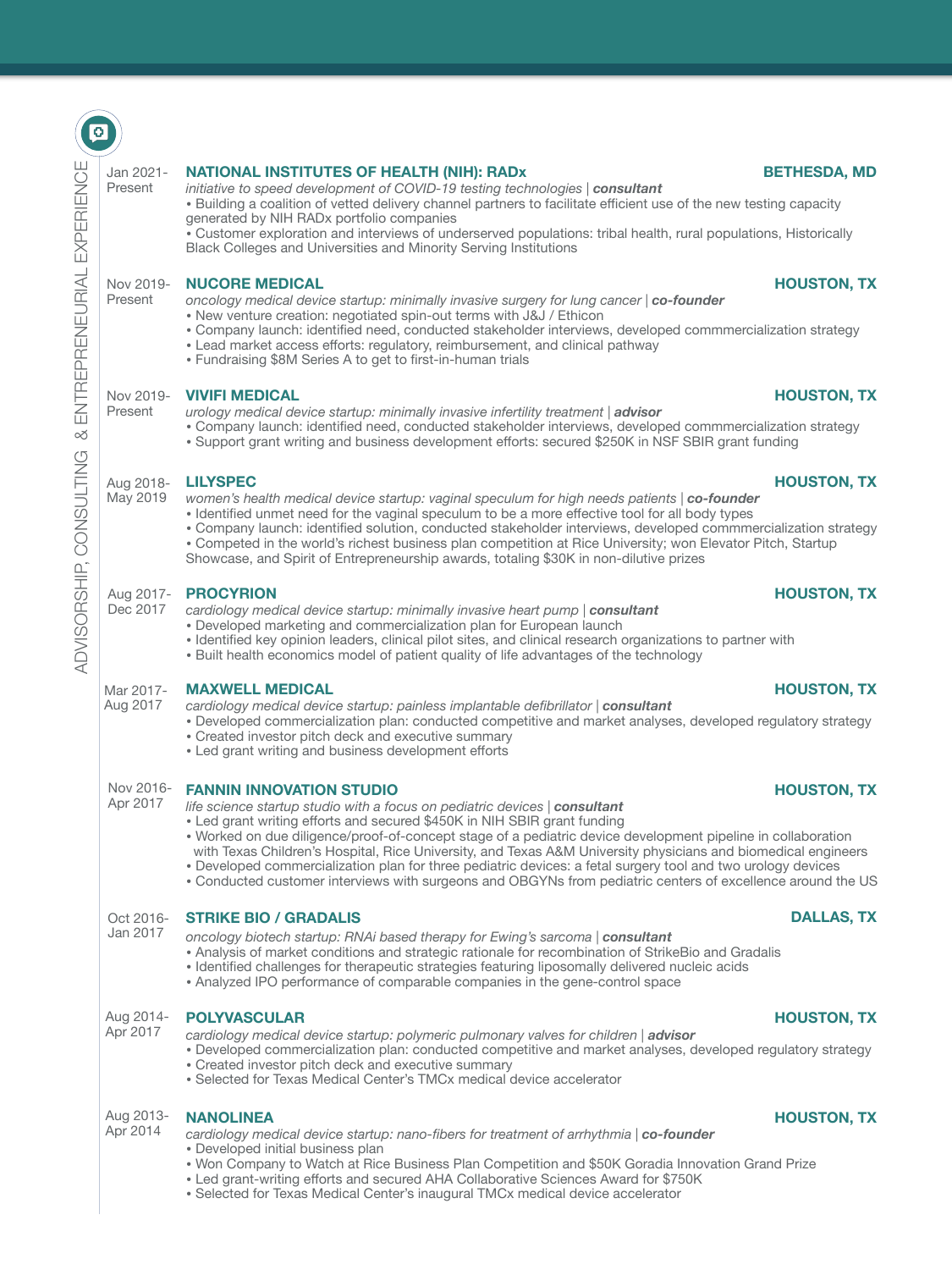## ADVISORSHIP, CONSULTING & ENTREPRENEURIAL EXPERIENCE

Jan 2021- Present

### NATIONAL INSTITUTES OF HEALTH (NIH): RADx — BETHESDA, MD

*initiative to speed development of COVID-19 testing technologies* | ***consultant***

- Building a coalition of vetted delivery channel partners to facilitate efficient use of the new testing capacity generated by NIH RADx portfolio companies
- Customer exploration and interviews of underserved populations: tribal health, rural populations, Historically Black Colleges and Universities and Minority Serving Institutions

Nov 2019- Present

### NUCORE MEDICAL — HOUSTON, TX

*oncology medical device startup: minimally invasive surgery for lung cancer* | ***co-founder***

- New venture creation: negotiated spin-out terms with J&J / Ethicon
- Company launch: identified need, conducted stakeholder interviews, developed commmercialization strategy
- Lead market access efforts: regulatory, reimbursement, and clinical pathway
- Fundraising $8M Series A to get to first-in-human trials

Nov 2019- Present

### VIVIFI MEDICAL — HOUSTON, TX

*urology medical device startup: minimally invasive infertility treatment* | ***advisor***

- Company launch: identified need, conducted stakeholder interviews, developed commmercialization strategy
- Support grant writing and business development efforts: secured $250K in NSF SBIR grant funding

Aug 2018- May 2019

### LILYSPEC — HOUSTON, TX

*women's health medical device startup: vaginal speculum for high needs patients* | ***co-founder***

- Identified unmet need for the vaginal speculum to be a more effective tool for all body types
- Company launch: identified solution, conducted stakeholder interviews, developed commmercialization strategy
- Competed in the world's richest business plan competition at Rice University; won Elevator Pitch, Startup Showcase, and Spirit of Entrepreneurship awards, totaling $30K in non-dilutive prizes

Aug 2017- Dec 2017

### PROCYRION — HOUSTON, TX

*cardiology medical device startup: minimally invasive heart pump* | ***consultant***

- Developed marketing and commercialization plan for European launch
- Identified key opinion leaders, clinical pilot sites, and clinical research organizations to partner with
- Built health economics model of patient quality of life advantages of the technology

Mar 2017- Aug 2017

### MAXWELL MEDICAL — HOUSTON, TX

*cardiology medical device startup: painless implantable defibrillator* | ***consultant***

- Developed commercialization plan: conducted competitive and market analyses, developed regulatory strategy
- Created investor pitch deck and executive summary
- Led grant writing and business development efforts

Nov 2016- Apr 2017

### FANNIN INNOVATION STUDIO — HOUSTON, TX

*life science startup studio with a focus on pediatric devices* | ***consultant***

- Led grant writing efforts and secured $450K in NIH SBIR grant funding
- Worked on due diligence/proof-of-concept stage of a pediatric device development pipeline in collaboration with Texas Children's Hospital, Rice University, and Texas A&M University physicians and biomedical engineers
- Developed commercialization plan for three pediatric devices: a fetal surgery tool and two urology devices
- Conducted customer interviews with surgeons and OBGYNs from pediatric centers of excellence around the US

Oct 2016- Jan 2017

### STRIKE BIO / GRADALIS — DALLAS, TX

*oncology biotech startup: RNAi based therapy for Ewing's sarcoma* | ***consultant***

- Analysis of market conditions and strategic rationale for recombination of StrikeBio and Gradalis
- Identified challenges for therapeutic strategies featuring liposomally delivered nucleic acids
- Analyzed IPO performance of comparable companies in the gene-control space

Aug 2014- Apr 2017

### POLYVASCULAR — HOUSTON, TX

*cardiology medical device startup: polymeric pulmonary valves for children* | ***advisor***

- Developed commercialization plan: conducted competitive and market analyses, developed regulatory strategy
- Created investor pitch deck and executive summary
- Selected for Texas Medical Center's TMCx medical device accelerator

Aug 2013- Apr 2014

### NANOLINEA — HOUSTON, TX

*cardiology medical device startup: nano-fibers for treatment of arrhythmia* | ***co-founder***

- Developed initial business plan
- Won Company to Watch at Rice Business Plan Competition and $50K Goradia Innovation Grand Prize
- Led grant-writing efforts and secured AHA Collaborative Sciences Award for $750K
- Selected for Texas Medical Center's inaugural TMCx medical device accelerator